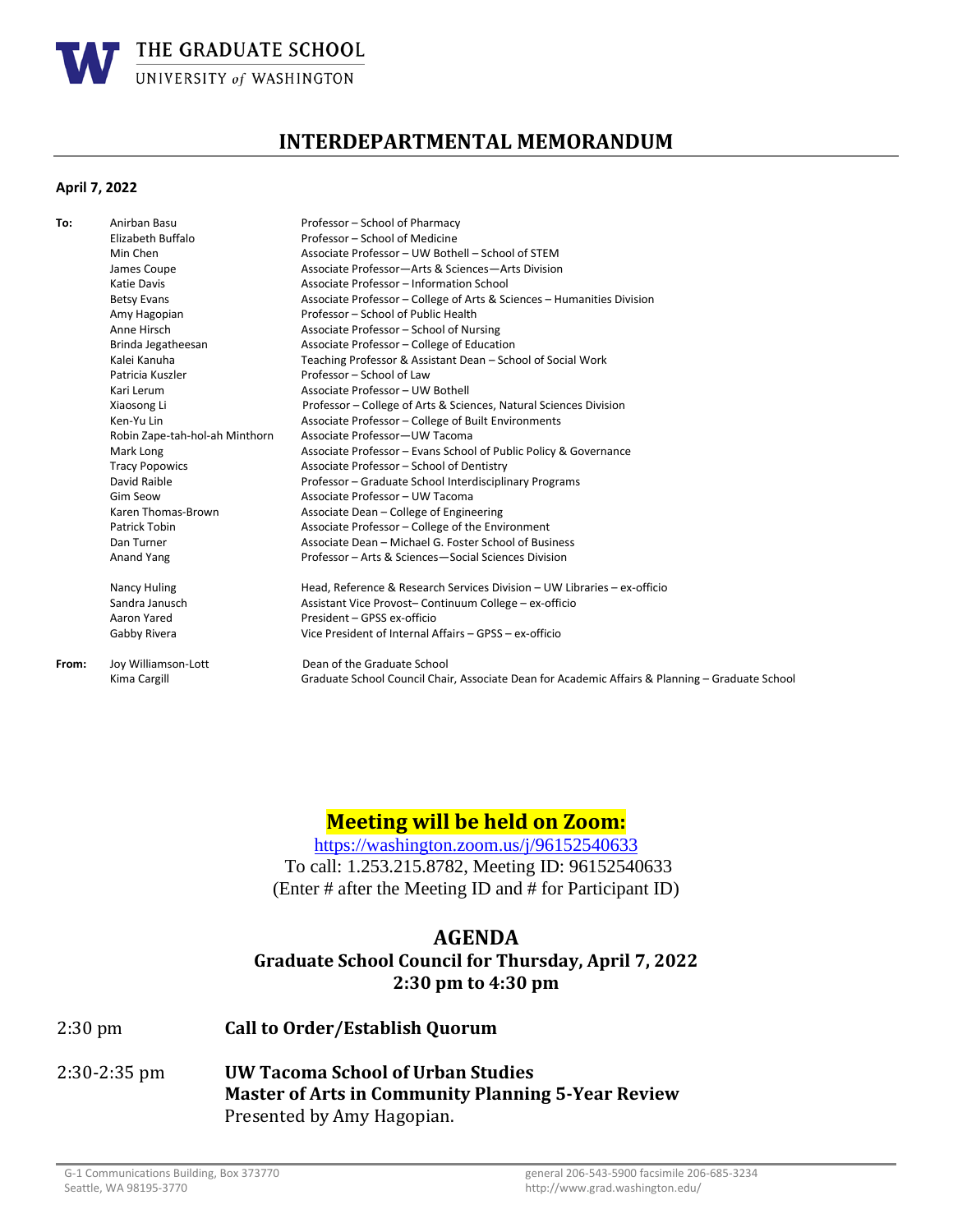**THE GRADUATE SCHOOL**
UNIVERSITY *of* WASHINGTON

# INTERDEPARTMENTAL MEMORANDUM

**April 7, 2022**

| | | |
|---|---|---|
| **To:** | Anirban Basu | Professor – School of Pharmacy |
| | Elizabeth Buffalo | Professor – School of Medicine |
| | Min Chen | Associate Professor – UW Bothell – School of STEM |
| | James Coupe | Associate Professor—Arts & Sciences—Arts Division |
| | Katie Davis | Associate Professor – Information School |
| | Betsy Evans | Associate Professor – College of Arts & Sciences – Humanities Division |
| | Amy Hagopian | Professor – School of Public Health |
| | Anne Hirsch | Associate Professor – School of Nursing |
| | Brinda Jegatheesan | Associate Professor – College of Education |
| | Kalei Kanuha | Teaching Professor & Assistant Dean – School of Social Work |
| | Patricia Kuszler | Professor – School of Law |
| | Kari Lerum | Associate Professor – UW Bothell |
| | Xiaosong Li | Professor – College of Arts & Sciences, Natural Sciences Division |
| | Ken-Yu Lin | Associate Professor – College of Built Environments |
| | Robin Zape-tah-hol-ah Minthorn | Associate Professor—UW Tacoma |
| | Mark Long | Associate Professor – Evans School of Public Policy & Governance |
| | Tracy Popowics | Associate Professor – School of Dentistry |
| | David Raible | Professor – Graduate School Interdisciplinary Programs |
| | Gim Seow | Associate Professor – UW Tacoma |
| | Karen Thomas-Brown | Associate Dean – College of Engineering |
| | Patrick Tobin | Associate Professor – College of the Environment |
| | Dan Turner | Associate Dean – Michael G. Foster School of Business |
| | Anand Yang | Professor – Arts & Sciences—Social Sciences Division |
| | | |
| | Nancy Huling | Head, Reference & Research Services Division – UW Libraries – ex-officio |
| | Sandra Janusch | Assistant Vice Provost– Continuum College – ex-officio |
| | Aaron Yared | President – GPSS ex-officio |
| | Gabby Rivera | Vice President of Internal Affairs – GPSS – ex-officio |
| | | |
| **From:** | Joy Williamson-Lott | Dean of the Graduate School |
| | Kima Cargill | Graduate School Council Chair, Associate Dean for Academic Affairs & Planning – Graduate School |

## Meeting will be held on Zoom:

https://washington.zoom.us/j/96152540633

To call: 1.253.215.8782, Meeting ID: 96152540633
(Enter # after the Meeting ID and # for Participant ID)

## AGENDA

### Graduate School Council for Thursday, April 7, 2022
### 2:30 pm to 4:30 pm

2:30 pm **Call to Order/Establish Quorum**

2:30-2:35 pm **UW Tacoma School of Urban Studies**
**Master of Arts in Community Planning 5-Year Review**
Presented by Amy Hagopian.

G-1 Communications Building, Box 373770
Seattle, WA 98195-3770

general 206-543-5900 facsimile 206-685-3234
http://www.grad.washington.edu/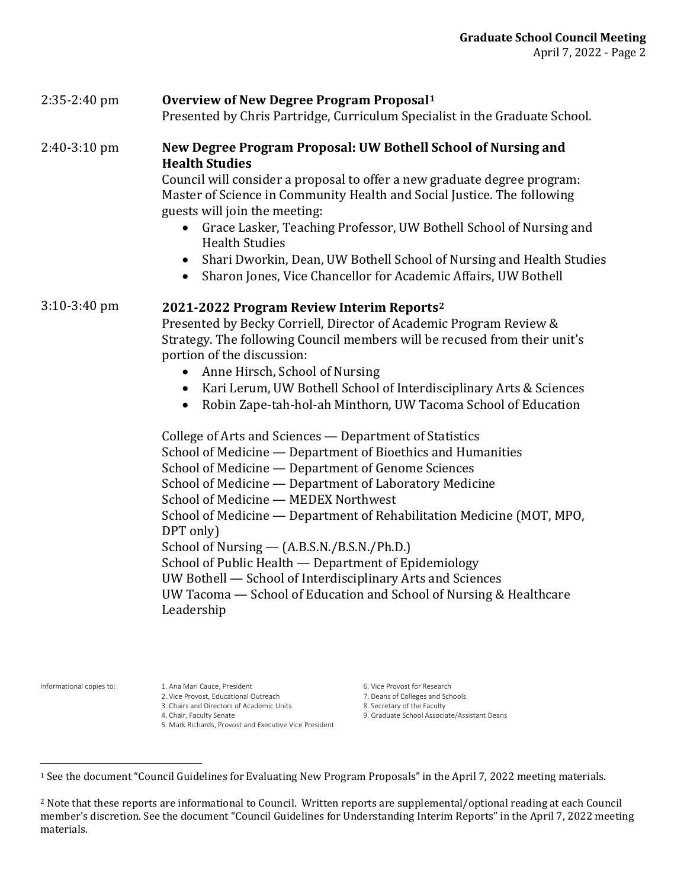2:35-2:40 pm **Overview of New Degree Program Proposal**[1]
Presented by Chris Partridge, Curriculum Specialist in the Graduate School.

2:40-3:10 pm **New Degree Program Proposal: UW Bothell School of Nursing and Health Studies**
Council will consider a proposal to offer a new graduate degree program: Master of Science in Community Health and Social Justice. The following guests will join the meeting:

- Grace Lasker, Teaching Professor, UW Bothell School of Nursing and Health Studies
- Shari Dworkin, Dean, UW Bothell School of Nursing and Health Studies
- Sharon Jones, Vice Chancellor for Academic Affairs, UW Bothell

3:10-3:40 pm **2021-2022 Program Review Interim Reports**[2]
Presented by Becky Corriell, Director of Academic Program Review & Strategy. The following Council members will be recused from their unit's portion of the discussion:

- Anne Hirsch, School of Nursing
- Kari Lerum, UW Bothell School of Interdisciplinary Arts & Sciences
- Robin Zape-tah-hol-ah Minthorn, UW Tacoma School of Education

College of Arts and Sciences — Department of Statistics
School of Medicine — Department of Bioethics and Humanities
School of Medicine — Department of Genome Sciences
School of Medicine — Department of Laboratory Medicine
School of Medicine — MEDEX Northwest
School of Medicine — Department of Rehabilitation Medicine (MOT, MPO, DPT only)
School of Nursing — (A.B.S.N./B.S.N./Ph.D.)
School of Public Health — Department of Epidemiology
UW Bothell — School of Interdisciplinary Arts and Sciences
UW Tacoma — School of Education and School of Nursing & Healthcare Leadership

Informational copies to:

1. Ana Mari Cauce, President
2. Vice Provost, Educational Outreach
3. Chairs and Directors of Academic Units
4. Chair, Faculty Senate
5. Mark Richards, Provost and Executive Vice President
6. Vice Provost for Research
7. Deans of Colleges and Schools
8. Secretary of the Faculty
9. Graduate School Associate/Assistant Deans

---

[1] See the document "Council Guidelines for Evaluating New Program Proposals" in the April 7, 2022 meeting materials.

[2] Note that these reports are informational to Council. Written reports are supplemental/optional reading at each Council member's discretion. See the document "Council Guidelines for Understanding Interim Reports" in the April 7, 2022 meeting materials.